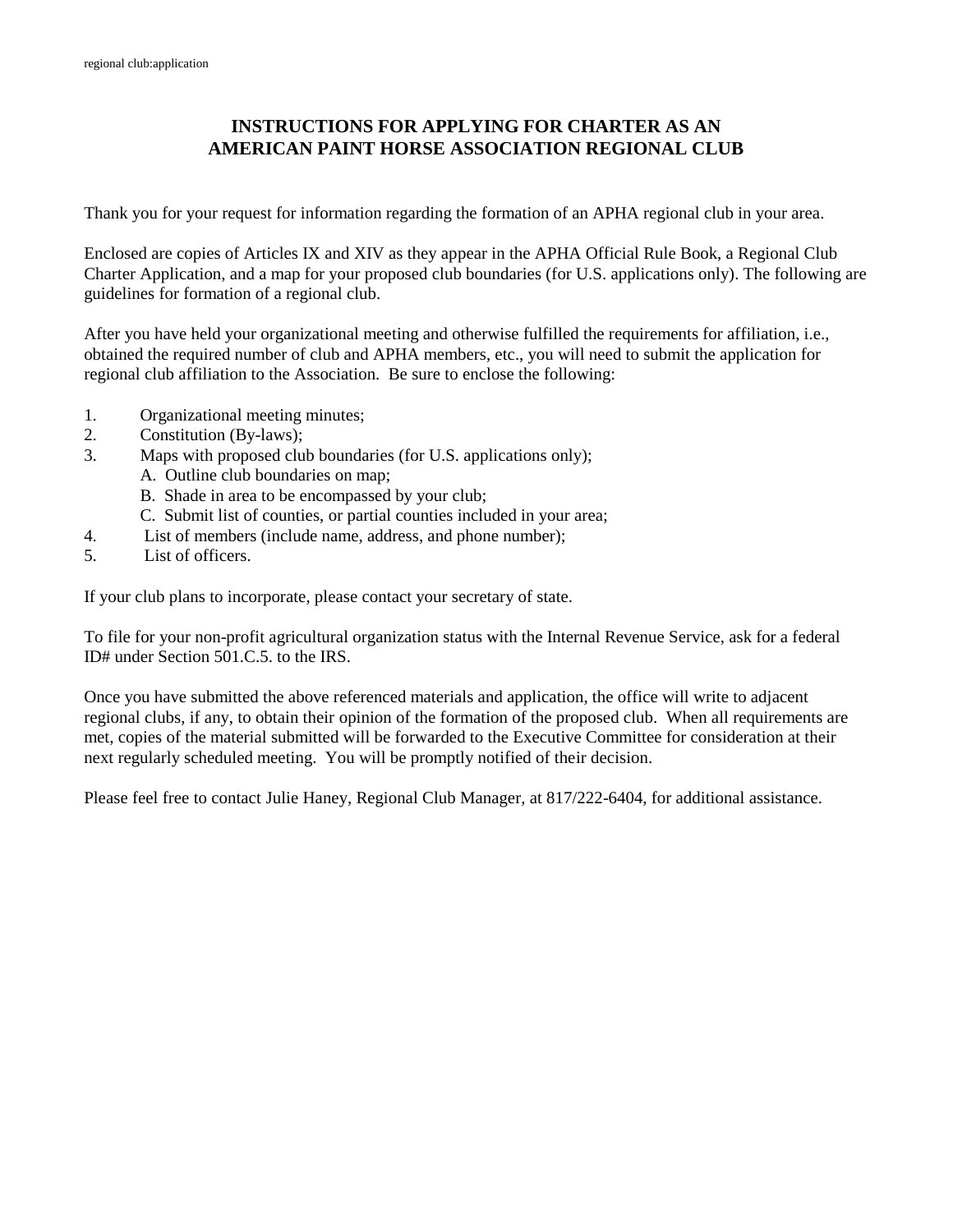regional club:application

# INSTRUCTIONS FOR APPLYING FOR CHARTER AS AN AMERICAN PAINT HORSE ASSOCIATION REGIONAL CLUB

Thank you for your request for information regarding the formation of an APHA regional club in your area.

Enclosed are copies of Articles IX and XIV as they appear in the APHA Official Rule Book, a Regional Club Charter Application, and a map for your proposed club boundaries (for U.S. applications only). The following are guidelines for formation of a regional club.

After you have held your organizational meeting and otherwise fulfilled the requirements for affiliation, i.e., obtained the required number of club and APHA members, etc., you will need to submit the application for regional club affiliation to the Association. Be sure to enclose the following:

1. Organizational meeting minutes;
2. Constitution (By-laws);
3. Maps with proposed club boundaries (for U.S. applications only);
   - A. Outline club boundaries on map;
   - B. Shade in area to be encompassed by your club;
   - C. Submit list of counties, or partial counties included in your area;
4. List of members (include name, address, and phone number);
5. List of officers.

If your club plans to incorporate, please contact your secretary of state.

To file for your non-profit agricultural organization status with the Internal Revenue Service, ask for a federal ID# under Section 501.C.5. to the IRS.

Once you have submitted the above referenced materials and application, the office will write to adjacent regional clubs, if any, to obtain their opinion of the formation of the proposed club. When all requirements are met, copies of the material submitted will be forwarded to the Executive Committee for consideration at their next regularly scheduled meeting. You will be promptly notified of their decision.

Please feel free to contact Julie Haney, Regional Club Manager, at 817/222-6404, for additional assistance.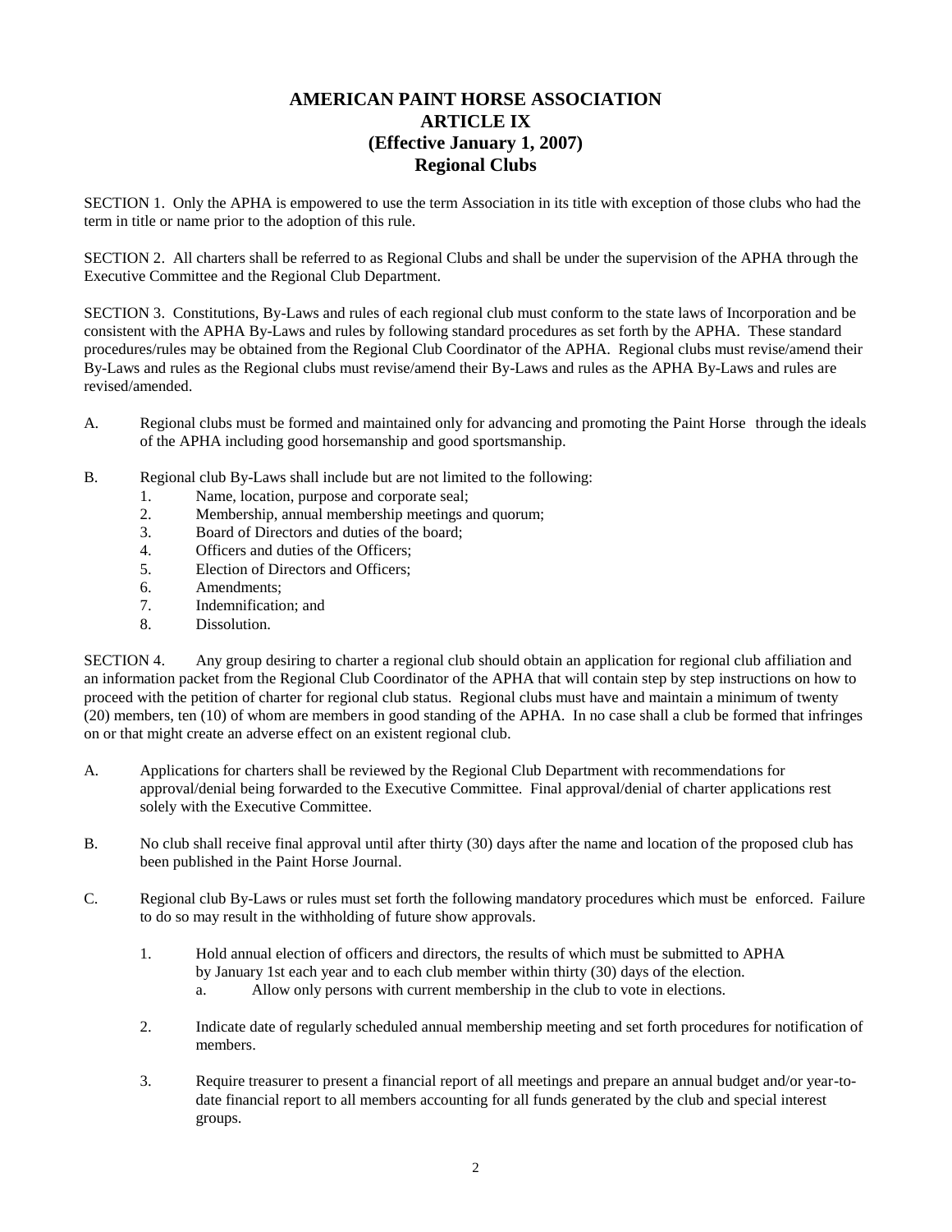# AMERICAN PAINT HORSE ASSOCIATION
# ARTICLE IX
# (Effective January 1, 2007)
# Regional Clubs

SECTION 1. Only the APHA is empowered to use the term Association in its title with exception of those clubs who had the term in title or name prior to the adoption of this rule.

SECTION 2. All charters shall be referred to as Regional Clubs and shall be under the supervision of the APHA through the Executive Committee and the Regional Club Department.

SECTION 3. Constitutions, By-Laws and rules of each regional club must conform to the state laws of Incorporation and be consistent with the APHA By-Laws and rules by following standard procedures as set forth by the APHA. These standard procedures/rules may be obtained from the Regional Club Coordinator of the APHA. Regional clubs must revise/amend their By-Laws and rules as the Regional clubs must revise/amend their By-Laws and rules as the APHA By-Laws and rules are revised/amended.

A. Regional clubs must be formed and maintained only for advancing and promoting the Paint Horse through the ideals of the APHA including good horsemanship and good sportsmanship.

B. Regional club By-Laws shall include but are not limited to the following:
   1. Name, location, purpose and corporate seal;
   2. Membership, annual membership meetings and quorum;
   3. Board of Directors and duties of the board;
   4. Officers and duties of the Officers;
   5. Election of Directors and Officers;
   6. Amendments;
   7. Indemnification; and
   8. Dissolution.

SECTION 4. Any group desiring to charter a regional club should obtain an application for regional club affiliation and an information packet from the Regional Club Coordinator of the APHA that will contain step by step instructions on how to proceed with the petition of charter for regional club status. Regional clubs must have and maintain a minimum of twenty (20) members, ten (10) of whom are members in good standing of the APHA. In no case shall a club be formed that infringes on or that might create an adverse effect on an existent regional club.

A. Applications for charters shall be reviewed by the Regional Club Department with recommendations for approval/denial being forwarded to the Executive Committee. Final approval/denial of charter applications rest solely with the Executive Committee.

B. No club shall receive final approval until after thirty (30) days after the name and location of the proposed club has been published in the Paint Horse Journal.

C. Regional club By-Laws or rules must set forth the following mandatory procedures which must be enforced. Failure to do so may result in the withholding of future show approvals.

   1. Hold annual election of officers and directors, the results of which must be submitted to APHA by January 1st each year and to each club member within thirty (30) days of the election.
      a. Allow only persons with current membership in the club to vote in elections.

   2. Indicate date of regularly scheduled annual membership meeting and set forth procedures for notification of members.

   3. Require treasurer to present a financial report of all meetings and prepare an annual budget and/or year-to-date financial report to all members accounting for all funds generated by the club and special interest groups.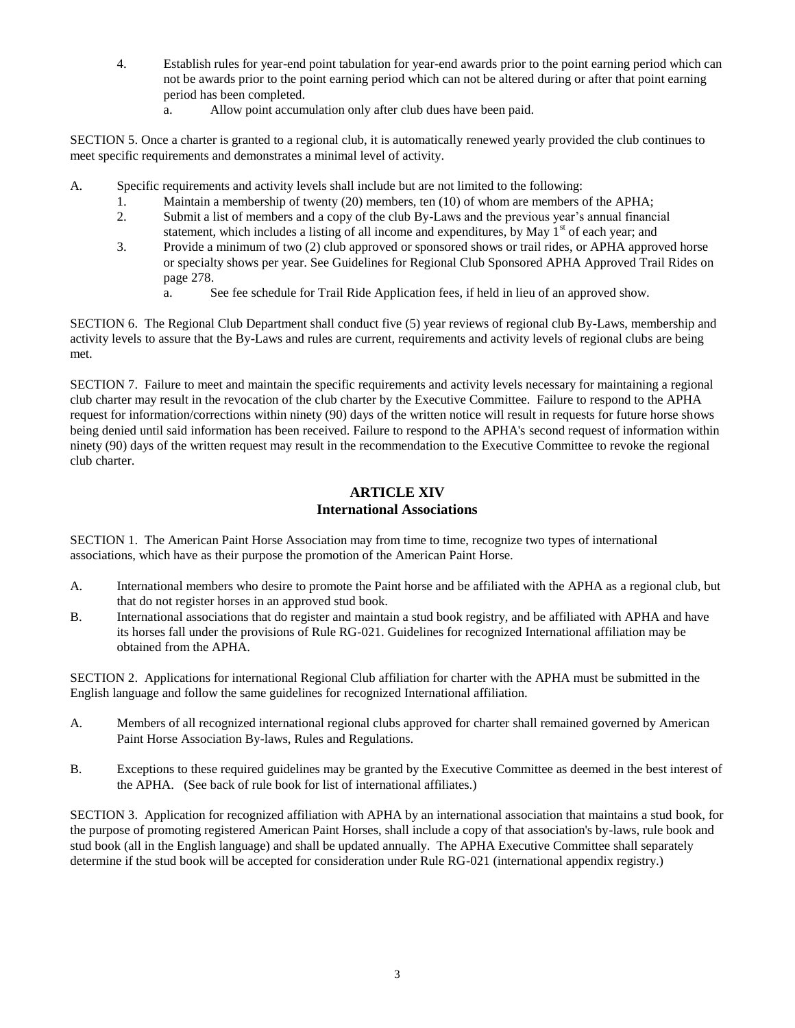4. Establish rules for year-end point tabulation for year-end awards prior to the point earning period which can not be awards prior to the point earning period which can not be altered during or after that point earning period has been completed.
    a. Allow point accumulation only after club dues have been paid.

SECTION 5. Once a charter is granted to a regional club, it is automatically renewed yearly provided the club continues to meet specific requirements and demonstrates a minimal level of activity.

A. Specific requirements and activity levels shall include but are not limited to the following:
    1. Maintain a membership of twenty (20) members, ten (10) of whom are members of the APHA;
    2. Submit a list of members and a copy of the club By-Laws and the previous year's annual financial statement, which includes a listing of all income and expenditures, by May 1st of each year; and
    3. Provide a minimum of two (2) club approved or sponsored shows or trail rides, or APHA approved horse or specialty shows per year. See Guidelines for Regional Club Sponsored APHA Approved Trail Rides on page 278.
        a. See fee schedule for Trail Ride Application fees, if held in lieu of an approved show.

SECTION 6. The Regional Club Department shall conduct five (5) year reviews of regional club By-Laws, membership and activity levels to assure that the By-Laws and rules are current, requirements and activity levels of regional clubs are being met.

SECTION 7. Failure to meet and maintain the specific requirements and activity levels necessary for maintaining a regional club charter may result in the revocation of the club charter by the Executive Committee. Failure to respond to the APHA request for information/corrections within ninety (90) days of the written notice will result in requests for future horse shows being denied until said information has been received. Failure to respond to the APHA's second request of information within ninety (90) days of the written request may result in the recommendation to the Executive Committee to revoke the regional club charter.

## ARTICLE XIV
## International Associations

SECTION 1. The American Paint Horse Association may from time to time, recognize two types of international associations, which have as their purpose the promotion of the American Paint Horse.

A. International members who desire to promote the Paint horse and be affiliated with the APHA as a regional club, but that do not register horses in an approved stud book.

B. International associations that do register and maintain a stud book registry, and be affiliated with APHA and have its horses fall under the provisions of Rule RG-021. Guidelines for recognized International affiliation may be obtained from the APHA.

SECTION 2. Applications for international Regional Club affiliation for charter with the APHA must be submitted in the English language and follow the same guidelines for recognized International affiliation.

A. Members of all recognized international regional clubs approved for charter shall remained governed by American Paint Horse Association By-laws, Rules and Regulations.

B. Exceptions to these required guidelines may be granted by the Executive Committee as deemed in the best interest of the APHA. (See back of rule book for list of international affiliates.)

SECTION 3. Application for recognized affiliation with APHA by an international association that maintains a stud book, for the purpose of promoting registered American Paint Horses, shall include a copy of that association's by-laws, rule book and stud book (all in the English language) and shall be updated annually. The APHA Executive Committee shall separately determine if the stud book will be accepted for consideration under Rule RG-021 (international appendix registry.)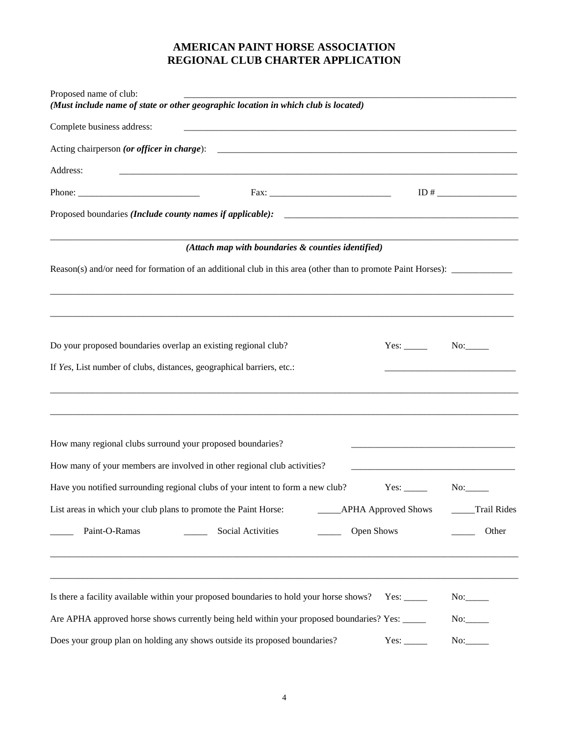# AMERICAN PAINT HORSE ASSOCIATION
# REGIONAL CLUB CHARTER APPLICATION

Proposed name of club: ___________________________________________________________________________
***(Must include name of state or other geographic location in which club is located)***

Complete business address: ___________________________________________________________________________

Acting chairperson ***(or officer in charge)***: ___________________________________________________________________

Address: ___________________________________________________________________________________________

Phone: __________________________ Fax: __________________________ ID # _________________

Proposed boundaries ***(Include county names if applicable):*** ____________________________________________________

_____________________________________________________________________________________________________

***(Attach map with boundaries & counties identified)***

Reason(s) and/or need for formation of an additional club in this area (other than to promote Paint Horses): _____________

_____________________________________________________________________________________________________

_____________________________________________________________________________________________________

Do your proposed boundaries overlap an existing regional club? Yes: _____ No:_____

If *Yes*, List number of clubs, distances, geographical barriers, etc.: ____________________________

_____________________________________________________________________________________________________

_____________________________________________________________________________________________________

How many regional clubs surround your proposed boundaries? ___________________________________

How many of your members are involved in other regional club activities? ___________________________________

Have you notified surrounding regional clubs of your intent to form a new club? Yes: _____ No:_____

List areas in which your club plans to promote the Paint Horse: _____APHA Approved Shows _____Trail Rides

_____ Paint-O-Ramas _____ Social Activities _____ Open Shows _____ Other

_____________________________________________________________________________________________________

_____________________________________________________________________________________________________

Is there a facility available within your proposed boundaries to hold your horse shows? Yes: _____ No:_____

Are APHA approved horse shows currently being held within your proposed boundaries? Yes: _____ No:_____

Does your group plan on holding any shows outside its proposed boundaries? Yes: _____ No:_____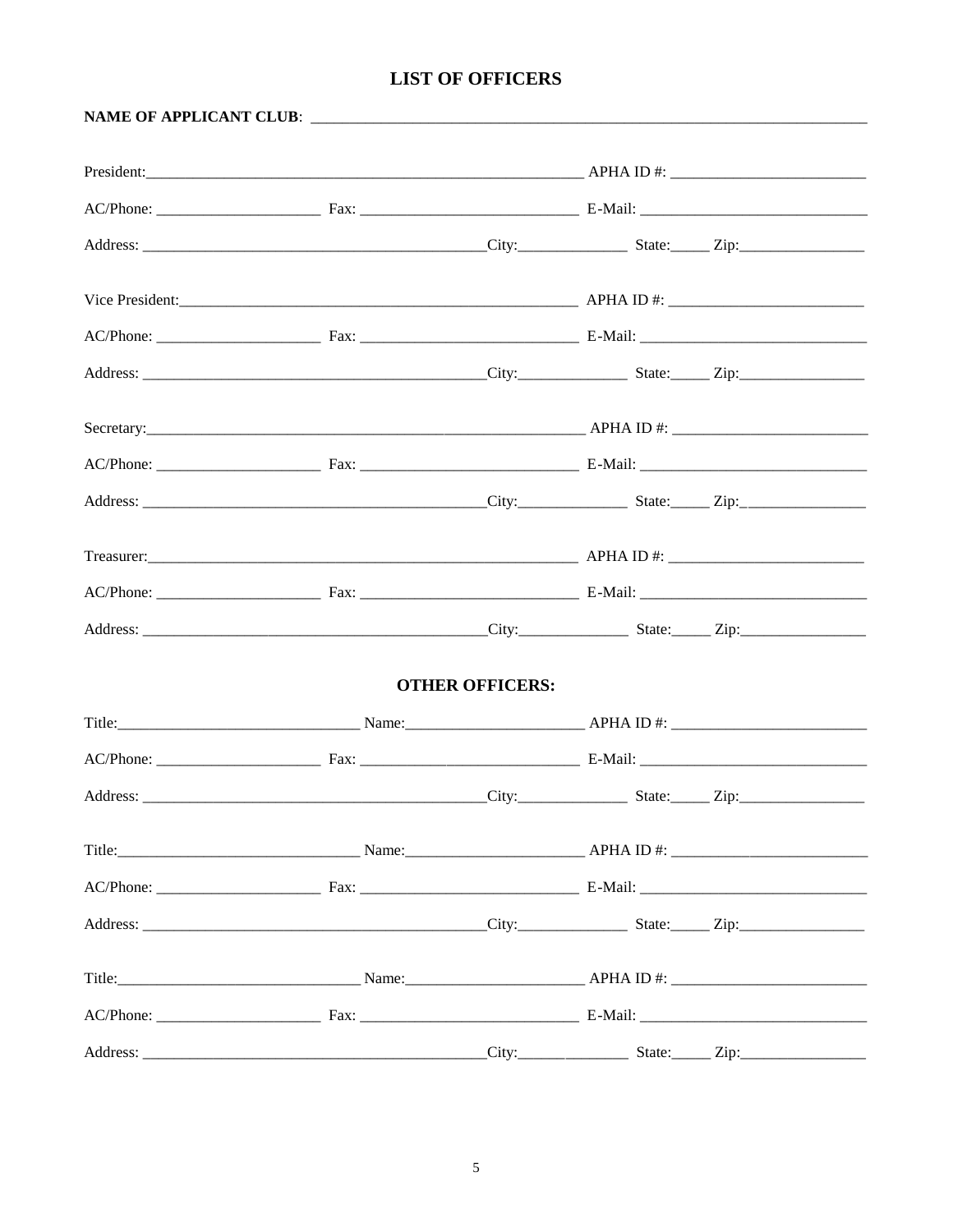# LIST OF OFFICERS

**NAME OF APPLICANT CLUB**: ___________________________________________________________________________

President:___________________________________________________________ APHA ID #: _________________________

AC/Phone: _____________________ Fax: ____________________________ E-Mail: ______________________________

Address: ____________________________________________City:______________ State:_____ Zip:________________

Vice President:______________________________________________________ APHA ID #: _________________________

AC/Phone: _____________________ Fax: ____________________________ E-Mail: ______________________________

Address: ____________________________________________City:______________ State:_____ Zip:________________

Secretary:___________________________________________________________ APHA ID #: _________________________

AC/Phone: _____________________ Fax: ____________________________ E-Mail: ______________________________

Address: ____________________________________________City:______________ State:_____ Zip:________________

Treasurer:___________________________________________________________ APHA ID #: _________________________

AC/Phone: _____________________ Fax: ____________________________ E-Mail: ______________________________

Address: ____________________________________________City:______________ State:_____ Zip:________________

## OTHER OFFICERS:

Title:________________________________ Name:_______________________ APHA ID #: _________________________

AC/Phone: _____________________ Fax: ____________________________ E-Mail: ______________________________

Address: ____________________________________________City:______________ State:_____ Zip:________________

Title:________________________________ Name:_______________________ APHA ID #: _________________________

AC/Phone: _____________________ Fax: ____________________________ E-Mail: ______________________________

Address: ____________________________________________City:______________ State:_____ Zip:________________

Title:________________________________ Name:_______________________ APHA ID #: _________________________

AC/Phone: _____________________ Fax: ____________________________ E-Mail: ______________________________

Address: ____________________________________________City:______________ State:_____ Zip:________________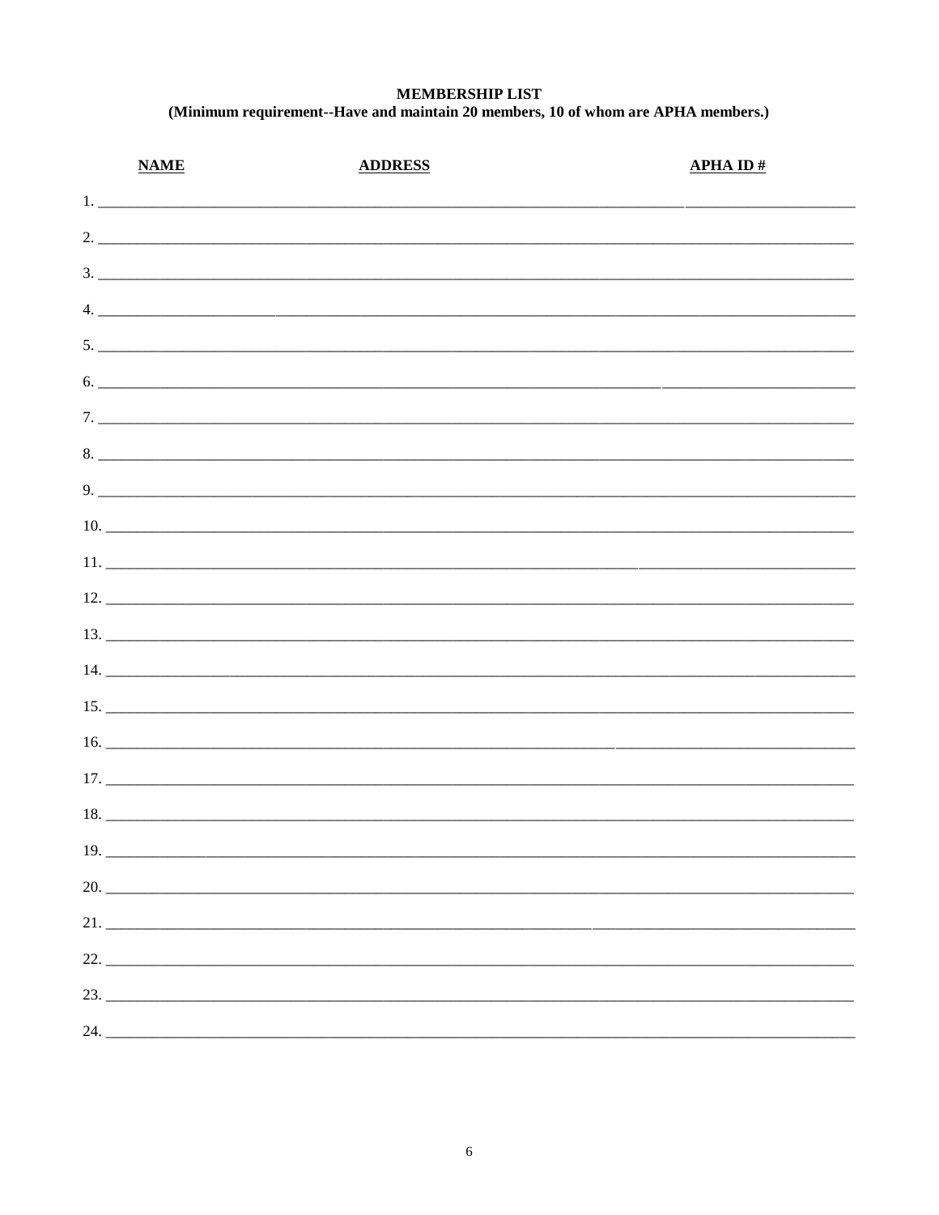**MEMBERSHIP LIST**

**(Minimum requirement--Have and maintain 20 members, 10 of whom are APHA members.)**

| | **NAME** | **ADDRESS** | **APHA ID #** |
|---|---|---|---|
| 1. | | | |
| 2. | | | |
| 3. | | | |
| 4. | | | |
| 5. | | | |
| 6. | | | |
| 7. | | | |
| 8. | | | |
| 9. | | | |
| 10. | | | |
| 11. | | | |
| 12. | | | |
| 13. | | | |
| 14. | | | |
| 15. | | | |
| 16. | | | |
| 17. | | | |
| 18. | | | |
| 19. | | | |
| 20. | | | |
| 21. | | | |
| 22. | | | |
| 23. | | | |
| 24. | | | |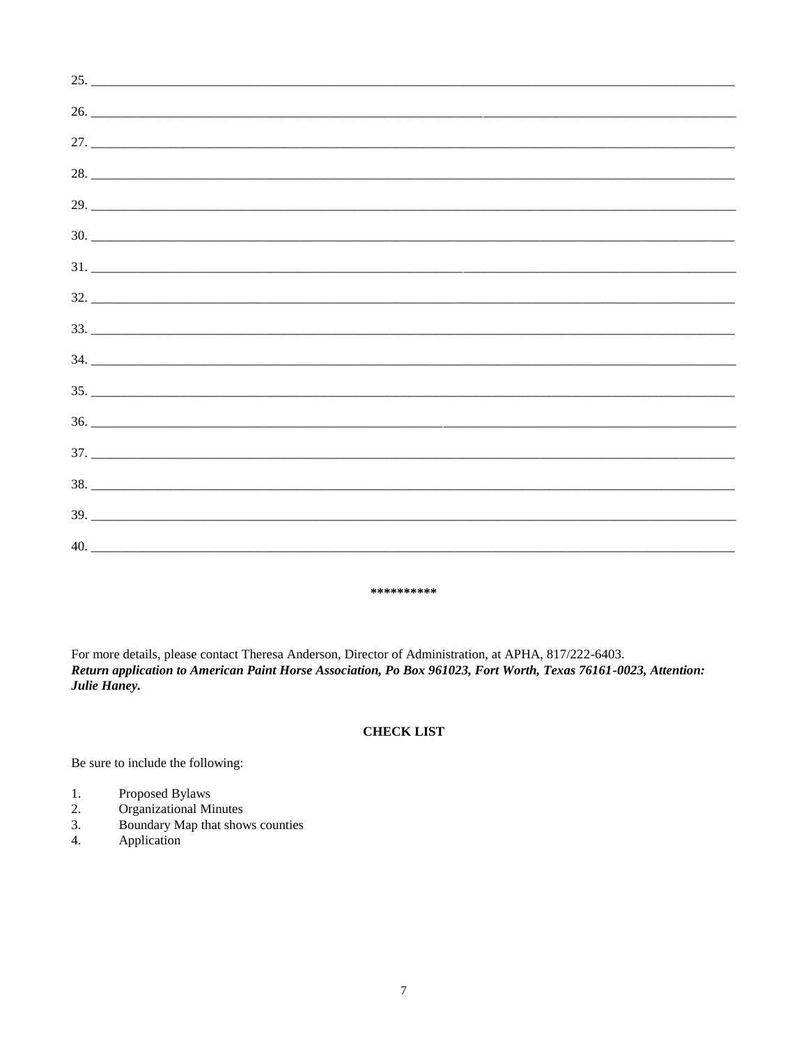25. ______________________________________________________________________________________________

26. ______________________________________________________________________________________________

27. ______________________________________________________________________________________________

28. ______________________________________________________________________________________________

29. ______________________________________________________________________________________________

30. ______________________________________________________________________________________________

31. ______________________________________________________________________________________________

32. ______________________________________________________________________________________________

33. ______________________________________________________________________________________________

34. ______________________________________________________________________________________________

35. ______________________________________________________________________________________________

36. ______________________________________________________________________________________________

37. ______________________________________________________________________________________________

38. ______________________________________________________________________________________________

39. ______________________________________________________________________________________________

40. ______________________________________________________________________________________________

**********

For more details, please contact Theresa Anderson, Director of Administration, at APHA, 817/222-6403.
***Return application to American Paint Horse Association, Po Box 961023, Fort Worth, Texas 76161-0023, Attention: Julie Haney.***

**CHECK LIST**

Be sure to include the following:

1. Proposed Bylaws
2. Organizational Minutes
3. Boundary Map that shows counties
4. Application